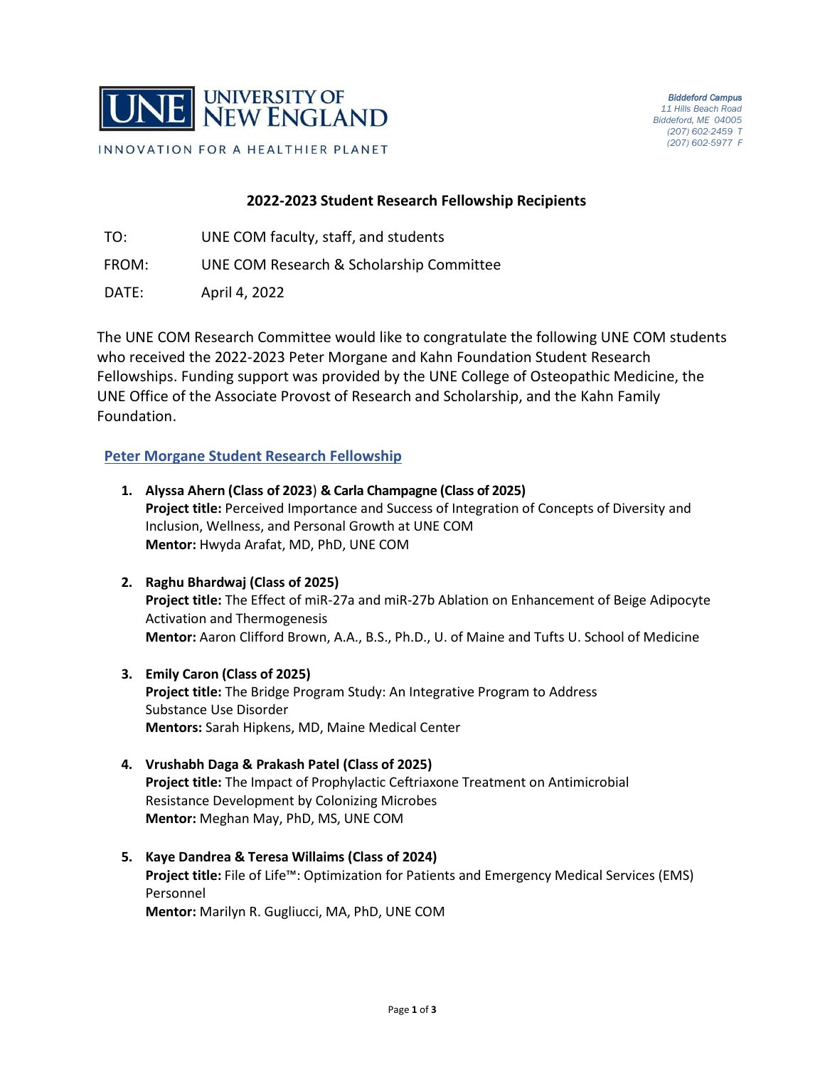UNIVERSITY OF NEW ENGLAND

INNOVATION FOR A HEALTHIER PLANET

*Biddeford Campus*
*11 Hills Beach Road*
*Biddeford, ME 04005*
*(207) 602-2459 T*
*(207) 602-5977 F*

## 2022-2023 Student Research Fellowship Recipients

TO: UNE COM faculty, staff, and students

FROM: UNE COM Research & Scholarship Committee

DATE: April 4, 2022

The UNE COM Research Committee would like to congratulate the following UNE COM students who received the 2022-2023 Peter Morgane and Kahn Foundation Student Research Fellowships. Funding support was provided by the UNE College of Osteopathic Medicine, the UNE Office of the Associate Provost of Research and Scholarship, and the Kahn Family Foundation.

### Peter Morgane Student Research Fellowship

1. **Alyssa Ahern (Class of 2023) & Carla Champagne (Class of 2025)**
   **Project title:** Perceived Importance and Success of Integration of Concepts of Diversity and Inclusion, Wellness, and Personal Growth at UNE COM
   **Mentor:** Hwyda Arafat, MD, PhD, UNE COM

2. **Raghu Bhardwaj (Class of 2025)**
   **Project title:** The Effect of miR-27a and miR-27b Ablation on Enhancement of Beige Adipocyte Activation and Thermogenesis
   **Mentor:** Aaron Clifford Brown, A.A., B.S., Ph.D., U. of Maine and Tufts U. School of Medicine

3. **Emily Caron (Class of 2025)**
   **Project title:** The Bridge Program Study: An Integrative Program to Address Substance Use Disorder
   **Mentors:** Sarah Hipkens, MD, Maine Medical Center

4. **Vrushabh Daga & Prakash Patel (Class of 2025)**
   **Project title:** The Impact of Prophylactic Ceftriaxone Treatment on Antimicrobial Resistance Development by Colonizing Microbes
   **Mentor:** Meghan May, PhD, MS, UNE COM

5. **Kaye Dandrea & Teresa Willaims (Class of 2024)**
   **Project title:** File of Life™: Optimization for Patients and Emergency Medical Services (EMS) Personnel
   **Mentor:** Marilyn R. Gugliucci, MA, PhD, UNE COM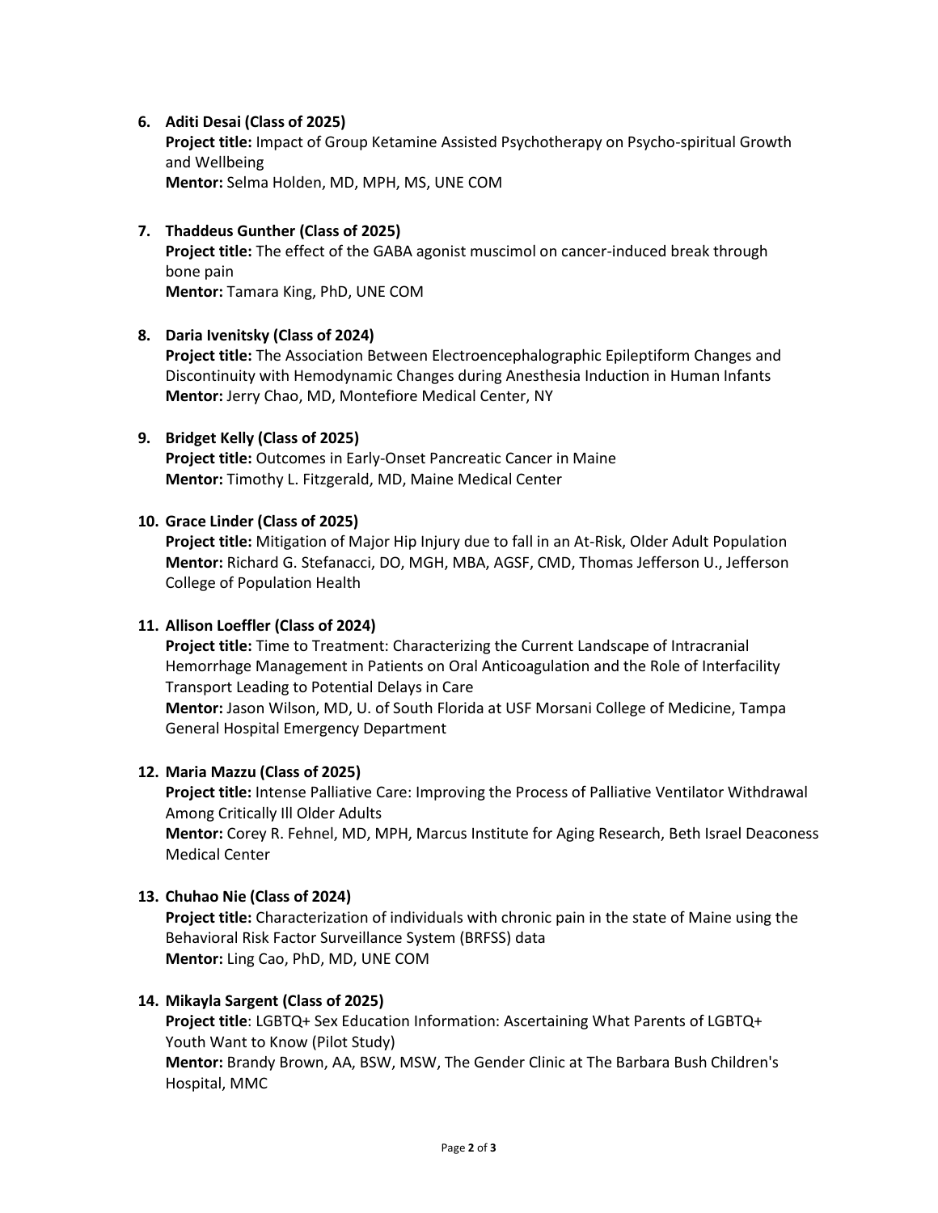6. **Aditi Desai (Class of 2025)**
   **Project title:** Impact of Group Ketamine Assisted Psychotherapy on Psycho-spiritual Growth and Wellbeing
   **Mentor:** Selma Holden, MD, MPH, MS, UNE COM

7. **Thaddeus Gunther (Class of 2025)**
   **Project title:** The effect of the GABA agonist muscimol on cancer-induced break through bone pain
   **Mentor:** Tamara King, PhD, UNE COM

8. **Daria Ivenitsky (Class of 2024)**
   **Project title:** The Association Between Electroencephalographic Epileptiform Changes and Discontinuity with Hemodynamic Changes during Anesthesia Induction in Human Infants
   **Mentor:** Jerry Chao, MD, Montefiore Medical Center, NY

9. **Bridget Kelly (Class of 2025)**
   **Project title:** Outcomes in Early-Onset Pancreatic Cancer in Maine
   **Mentor:** Timothy L. Fitzgerald, MD, Maine Medical Center

10. **Grace Linder (Class of 2025)**
    **Project title:** Mitigation of Major Hip Injury due to fall in an At-Risk, Older Adult Population
    **Mentor:** Richard G. Stefanacci, DO, MGH, MBA, AGSF, CMD, Thomas Jefferson U., Jefferson College of Population Health

11. **Allison Loeffler (Class of 2024)**
    **Project title:** Time to Treatment: Characterizing the Current Landscape of Intracranial Hemorrhage Management in Patients on Oral Anticoagulation and the Role of Interfacility Transport Leading to Potential Delays in Care
    **Mentor:** Jason Wilson, MD, U. of South Florida at USF Morsani College of Medicine, Tampa General Hospital Emergency Department

12. **Maria Mazzu (Class of 2025)**
    **Project title:** Intense Palliative Care: Improving the Process of Palliative Ventilator Withdrawal Among Critically Ill Older Adults
    **Mentor:** Corey R. Fehnel, MD, MPH, Marcus Institute for Aging Research, Beth Israel Deaconess Medical Center

13. **Chuhao Nie (Class of 2024)**
    **Project title:** Characterization of individuals with chronic pain in the state of Maine using the Behavioral Risk Factor Surveillance System (BRFSS) data
    **Mentor:** Ling Cao, PhD, MD, UNE COM

14. **Mikayla Sargent (Class of 2025)**
    **Project title**: LGBTQ+ Sex Education Information: Ascertaining What Parents of LGBTQ+ Youth Want to Know (Pilot Study)
    **Mentor:** Brandy Brown, AA, BSW, MSW, The Gender Clinic at The Barbara Bush Children's Hospital, MMC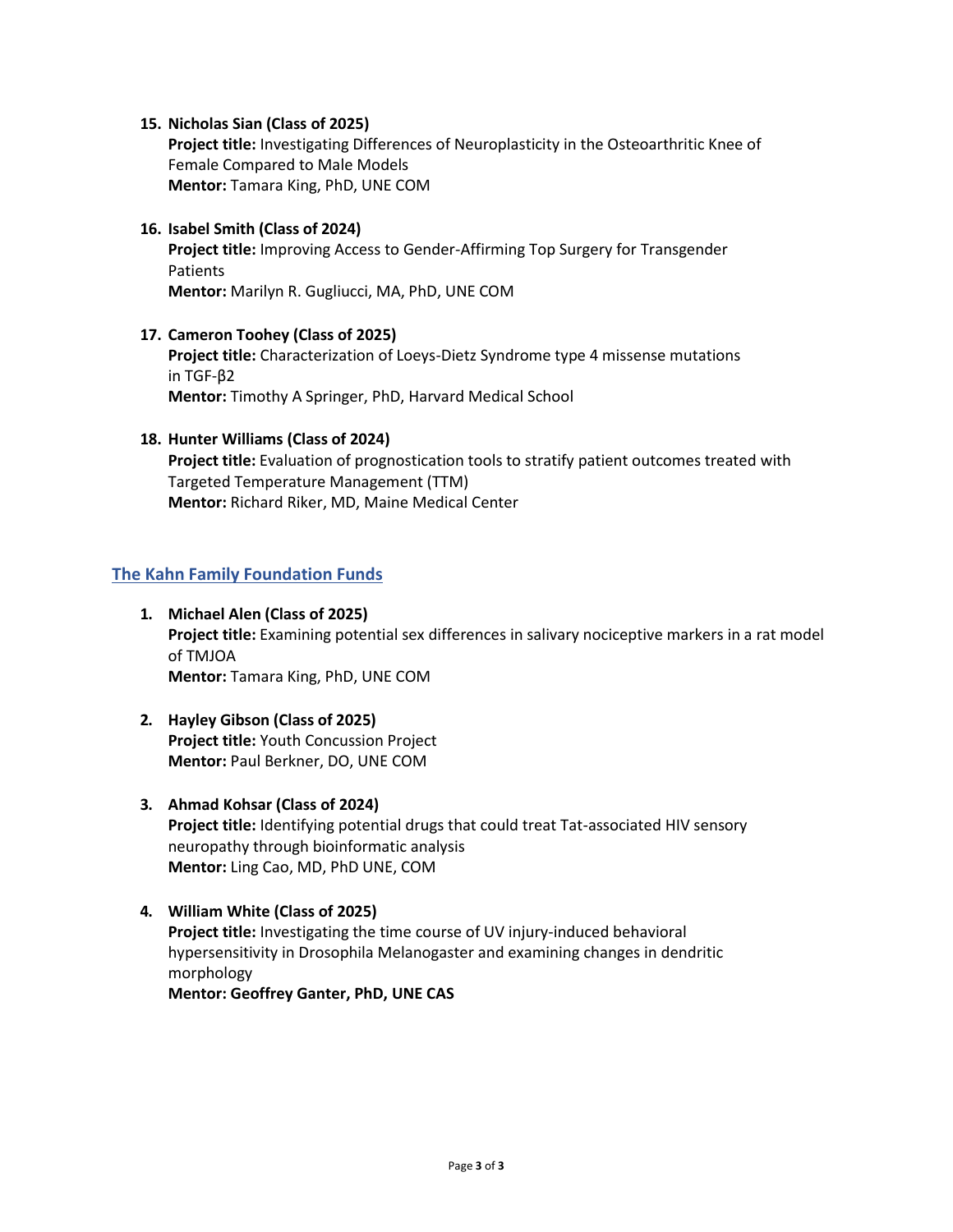15. **Nicholas Sian (Class of 2025)**
    **Project title:** Investigating Differences of Neuroplasticity in the Osteoarthritic Knee of Female Compared to Male Models
    **Mentor:** Tamara King, PhD, UNE COM

16. **Isabel Smith (Class of 2024)**
    **Project title:** Improving Access to Gender-Affirming Top Surgery for Transgender Patients
    **Mentor:** Marilyn R. Gugliucci, MA, PhD, UNE COM

17. **Cameron Toohey (Class of 2025)**
    **Project title:** Characterization of Loeys-Dietz Syndrome type 4 missense mutations in TGF-β2
    **Mentor:** Timothy A Springer, PhD, Harvard Medical School

18. **Hunter Williams (Class of 2024)**
    **Project title:** Evaluation of prognostication tools to stratify patient outcomes treated with Targeted Temperature Management (TTM)
    **Mentor:** Richard Riker, MD, Maine Medical Center

## The Kahn Family Foundation Funds

1. **Michael Alen (Class of 2025)**
   **Project title:** Examining potential sex differences in salivary nociceptive markers in a rat model of TMJOA
   **Mentor:** Tamara King, PhD, UNE COM

2. **Hayley Gibson (Class of 2025)**
   **Project title:** Youth Concussion Project
   **Mentor:** Paul Berkner, DO, UNE COM

3. **Ahmad Kohsar (Class of 2024)**
   **Project title:** Identifying potential drugs that could treat Tat-associated HIV sensory neuropathy through bioinformatic analysis
   **Mentor:** Ling Cao, MD, PhD UNE, COM

4. **William White (Class of 2025)**
   **Project title:** Investigating the time course of UV injury-induced behavioral hypersensitivity in Drosophila Melanogaster and examining changes in dendritic morphology
   **Mentor: Geoffrey Ganter, PhD, UNE CAS**